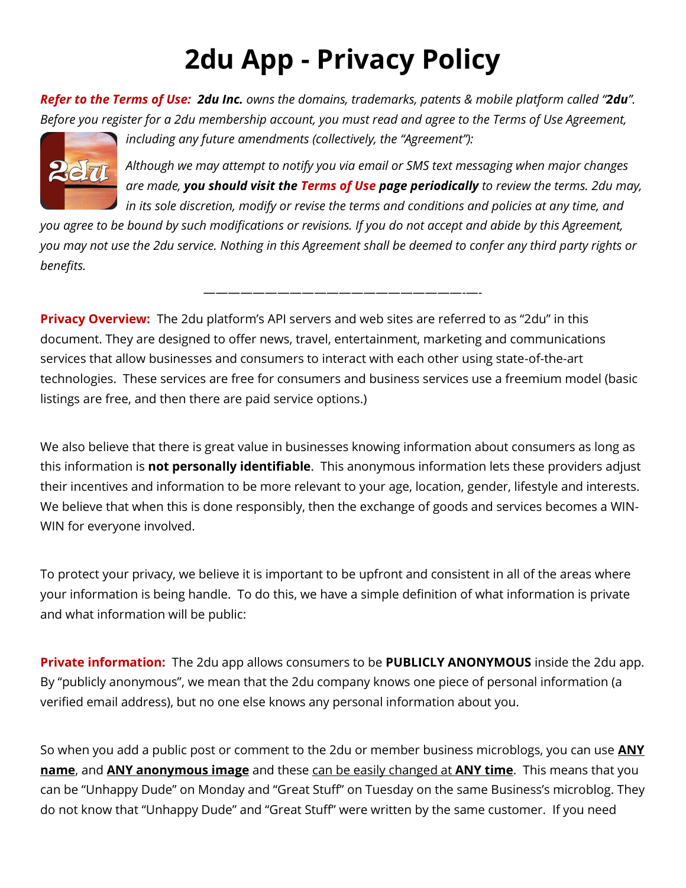# 2du App - Privacy Policy

***Refer to the Terms of Use:*** ***2du Inc.*** *owns the domains, trademarks, patents & mobile platform called "**2du**". Before you register for a 2du membership account, you must read and agree to the Terms of Use Agreement, including any future amendments (collectively, the "Agreement"):*

*Although we may attempt to notify you via email or SMS text messaging when major changes are made,* ***you should visit the Terms of Use page periodically*** *to review the terms. 2du may, in its sole discretion, modify or revise the terms and conditions and policies at any time, and you agree to be bound by such modifications or revisions. If you do not accept and abide by this Agreement, you may not use the 2du service. Nothing in this Agreement shall be deemed to confer any third party rights or benefits.*

———————————————————————-—-

**Privacy Overview:** The 2du platform's API servers and web sites are referred to as "2du" in this document. They are designed to offer news, travel, entertainment, marketing and communications services that allow businesses and consumers to interact with each other using state-of-the-art technologies. These services are free for consumers and business services use a freemium model (basic listings are free, and then there are paid service options.)

We also believe that there is great value in businesses knowing information about consumers as long as this information is **not personally identifiable**. This anonymous information lets these providers adjust their incentives and information to be more relevant to your age, location, gender, lifestyle and interests. We believe that when this is done responsibly, then the exchange of goods and services becomes a WIN-WIN for everyone involved.

To protect your privacy, we believe it is important to be upfront and consistent in all of the areas where your information is being handle. To do this, we have a simple definition of what information is private and what information will be public:

**Private information:** The 2du app allows consumers to be **PUBLICLY ANONYMOUS** inside the 2du app. By "publicly anonymous", we mean that the 2du company knows one piece of personal information (a verified email address), but no one else knows any personal information about you.

So when you add a public post or comment to the 2du or member business microblogs, you can use **ANY name**, and **ANY anonymous image** and these can be easily changed at **ANY time**. This means that you can be "Unhappy Dude" on Monday and "Great Stuff" on Tuesday on the same Business's microblog. They do not know that "Unhappy Dude" and "Great Stuff" were written by the same customer. If you need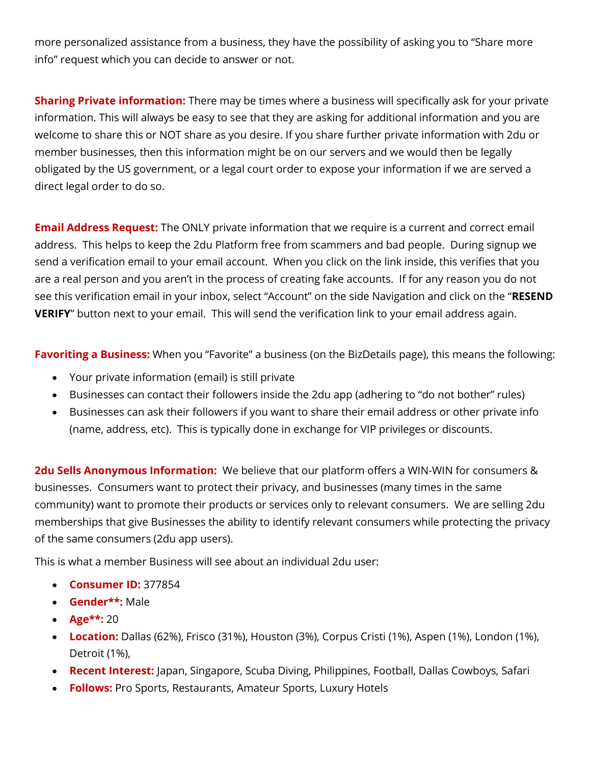more personalized assistance from a business, they have the possibility of asking you to "Share more info" request which you can decide to answer or not.

**Sharing Private information:** There may be times where a business will specifically ask for your private information. This will always be easy to see that they are asking for additional information and you are welcome to share this or NOT share as you desire. If you share further private information with 2du or member businesses, then this information might be on our servers and we would then be legally obligated by the US government, or a legal court order to expose your information if we are served a direct legal order to do so.

**Email Address Request:** The ONLY private information that we require is a current and correct email address. This helps to keep the 2du Platform free from scammers and bad people. During signup we send a verification email to your email account. When you click on the link inside, this verifies that you are a real person and you aren't in the process of creating fake accounts. If for any reason you do not see this verification email in your inbox, select "Account" on the side Navigation and click on the "**RESEND VERIFY**" button next to your email. This will send the verification link to your email address again.

**Favoriting a Business:** When you "Favorite" a business (on the BizDetails page), this means the following:

- Your private information (email) is still private
- Businesses can contact their followers inside the 2du app (adhering to "do not bother" rules)
- Businesses can ask their followers if you want to share their email address or other private info (name, address, etc). This is typically done in exchange for VIP privileges or discounts.

**2du Sells Anonymous Information:** We believe that our platform offers a WIN-WIN for consumers & businesses. Consumers want to protect their privacy, and businesses (many times in the same community) want to promote their products or services only to relevant consumers. We are selling 2du memberships that give Businesses the ability to identify relevant consumers while protecting the privacy of the same consumers (2du app users).

This is what a member Business will see about an individual 2du user:

- **Consumer ID:** 377854
- **Gender**:** Male
- **Age**:** 20
- **Location:** Dallas (62%), Frisco (31%), Houston (3%), Corpus Cristi (1%), Aspen (1%), London (1%), Detroit (1%),
- **Recent Interest:** Japan, Singapore, Scuba Diving, Philippines, Football, Dallas Cowboys, Safari
- **Follows:** Pro Sports, Restaurants, Amateur Sports, Luxury Hotels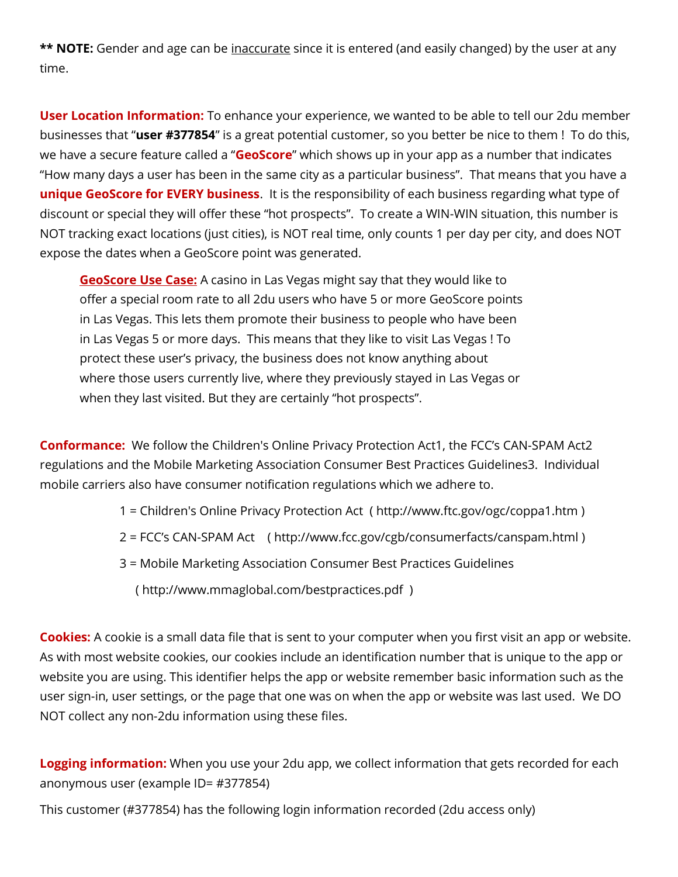**** NOTE:** Gender and age can be inaccurate since it is entered (and easily changed) by the user at any time.

**User Location Information:** To enhance your experience, we wanted to be able to tell our 2du member businesses that "**user #377854**" is a great potential customer, so you better be nice to them ! To do this, we have a secure feature called a "**GeoScore**" which shows up in your app as a number that indicates "How many days a user has been in the same city as a particular business". That means that you have a **unique GeoScore for EVERY business**. It is the responsibility of each business regarding what type of discount or special they will offer these "hot prospects". To create a WIN-WIN situation, this number is NOT tracking exact locations (just cities), is NOT real time, only counts 1 per day per city, and does NOT expose the dates when a GeoScore point was generated.

> **GeoScore Use Case:** A casino in Las Vegas might say that they would like to offer a special room rate to all 2du users who have 5 or more GeoScore points in Las Vegas. This lets them promote their business to people who have been in Las Vegas 5 or more days. This means that they like to visit Las Vegas ! To protect these user's privacy, the business does not know anything about where those users currently live, where they previously stayed in Las Vegas or when they last visited. But they are certainly "hot prospects".

**Conformance:** We follow the Children's Online Privacy Protection Act1, the FCC's CAN-SPAM Act2 regulations and the Mobile Marketing Association Consumer Best Practices Guidelines3. Individual mobile carriers also have consumer notification regulations which we adhere to.

1 = Children's Online Privacy Protection Act ( http://www.ftc.gov/ogc/coppa1.htm )

2 = FCC's CAN-SPAM Act ( http://www.fcc.gov/cgb/consumerfacts/canspam.html )

3 = Mobile Marketing Association Consumer Best Practices Guidelines ( http://www.mmaglobal.com/bestpractices.pdf )

**Cookies:** A cookie is a small data file that is sent to your computer when you first visit an app or website. As with most website cookies, our cookies include an identification number that is unique to the app or website you are using. This identifier helps the app or website remember basic information such as the user sign-in, user settings, or the page that one was on when the app or website was last used. We DO NOT collect any non-2du information using these files.

**Logging information:** When you use your 2du app, we collect information that gets recorded for each anonymous user (example ID= #377854)

This customer (#377854) has the following login information recorded (2du access only)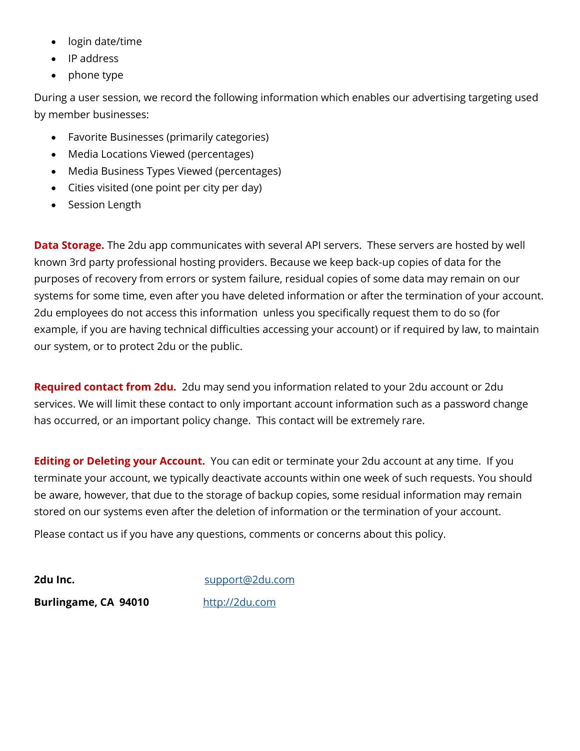- login date/time
- IP address
- phone type

During a user session, we record the following information which enables our advertising targeting used by member businesses:

- Favorite Businesses (primarily categories)
- Media Locations Viewed (percentages)
- Media Business Types Viewed (percentages)
- Cities visited (one point per city per day)
- Session Length

**Data Storage.** The 2du app communicates with several API servers. These servers are hosted by well known 3rd party professional hosting providers. Because we keep back-up copies of data for the purposes of recovery from errors or system failure, residual copies of some data may remain on our systems for some time, even after you have deleted information or after the termination of your account. 2du employees do not access this information unless you specifically request them to do so (for example, if you are having technical difficulties accessing your account) or if required by law, to maintain our system, or to protect 2du or the public.

**Required contact from 2du.** 2du may send you information related to your 2du account or 2du services. We will limit these contact to only important account information such as a password change has occurred, or an important policy change. This contact will be extremely rare.

**Editing or Deleting your Account.** You can edit or terminate your 2du account at any time. If you terminate your account, we typically deactivate accounts within one week of such requests. You should be aware, however, that due to the storage of backup copies, some residual information may remain stored on our systems even after the deletion of information or the termination of your account.

Please contact us if you have any questions, comments or concerns about this policy.

**2du Inc.** support@2du.com

**Burlingame, CA 94010** http://2du.com